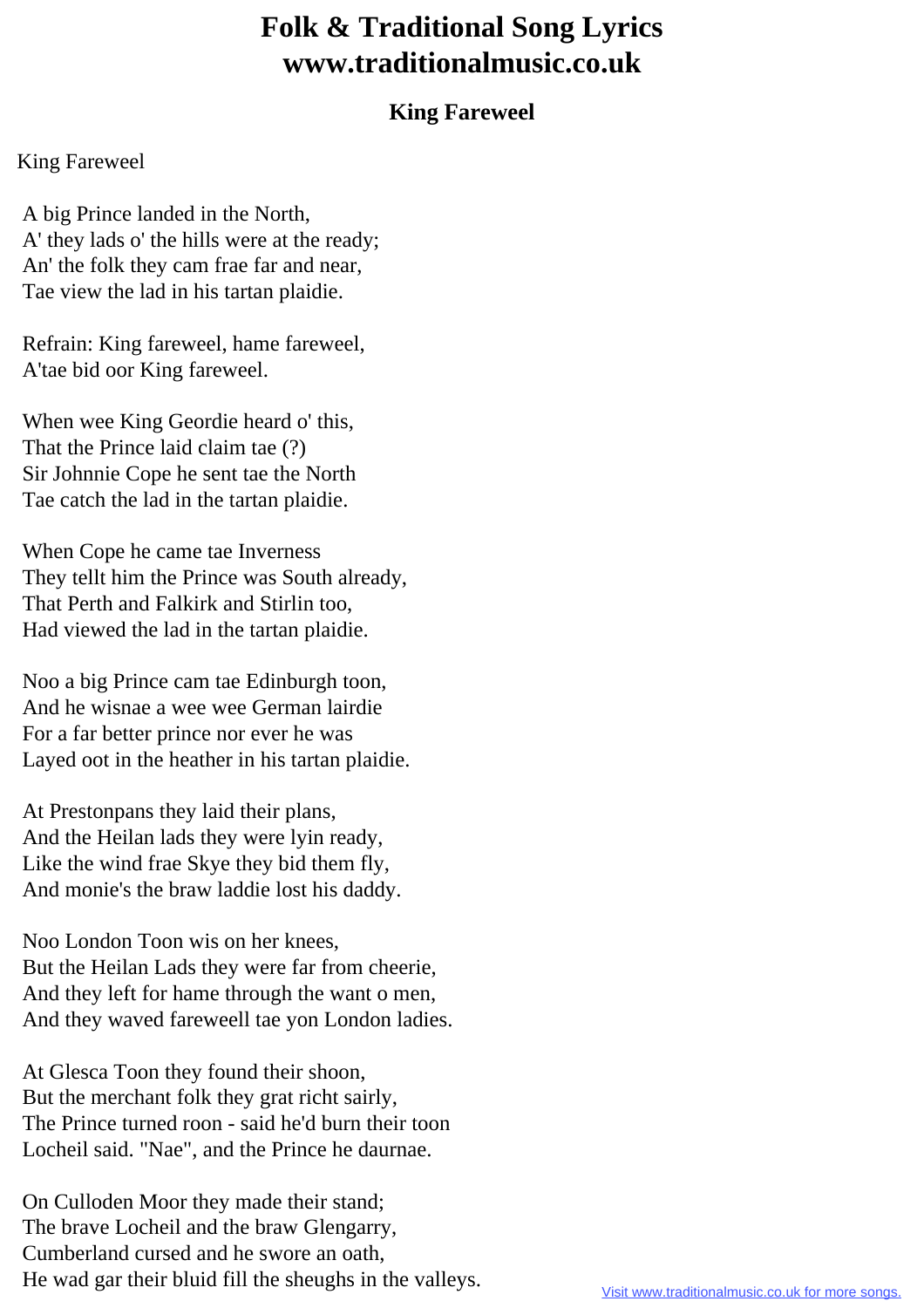# Folk & Traditional Song Lyrics www.traditionalmusic.co.uk

## King Fareweel

King Fareweel

A big Prince landed in the North,
A' they lads o' the hills were at the ready;
An' the folk they cam frae far and near,
Tae view the lad in his tartan plaidie.

Refrain: King fareweel, hame fareweel,
A'tae bid oor King fareweel.

When wee King Geordie heard o' this,
That the Prince laid claim tae (?)
Sir Johnnie Cope he sent tae the North
Tae catch the lad in the tartan plaidie.

When Cope he came tae Inverness
They tellt him the Prince was South already,
That Perth and Falkirk and Stirlin too,
Had viewed the lad in the tartan plaidie.

Noo a big Prince cam tae Edinburgh toon,
And he wisnae a wee wee German lairdie
For a far better prince nor ever he was
Layed oot in the heather in his tartan plaidie.

At Prestonpans they laid their plans,
And the Heilan lads they were lyin ready,
Like the wind frae Skye they bid them fly,
And monie's the braw laddie lost his daddy.

Noo London Toon wis on her knees,
But the Heilan Lads they were far from cheerie,
And they left for hame through the want o men,
And they waved fareweell tae yon London ladies.

At Glesca Toon they found their shoon,
But the merchant folk they grat richt sairly,
The Prince turned roon - said he'd burn their toon
Locheil said. "Nae", and the Prince he daurnae.

On Culloden Moor they made their stand;
The brave Locheil and the braw Glengarry,
Cumberland cursed and he swore an oath,
He wad gar their bluid fill the sheughs in the valleys.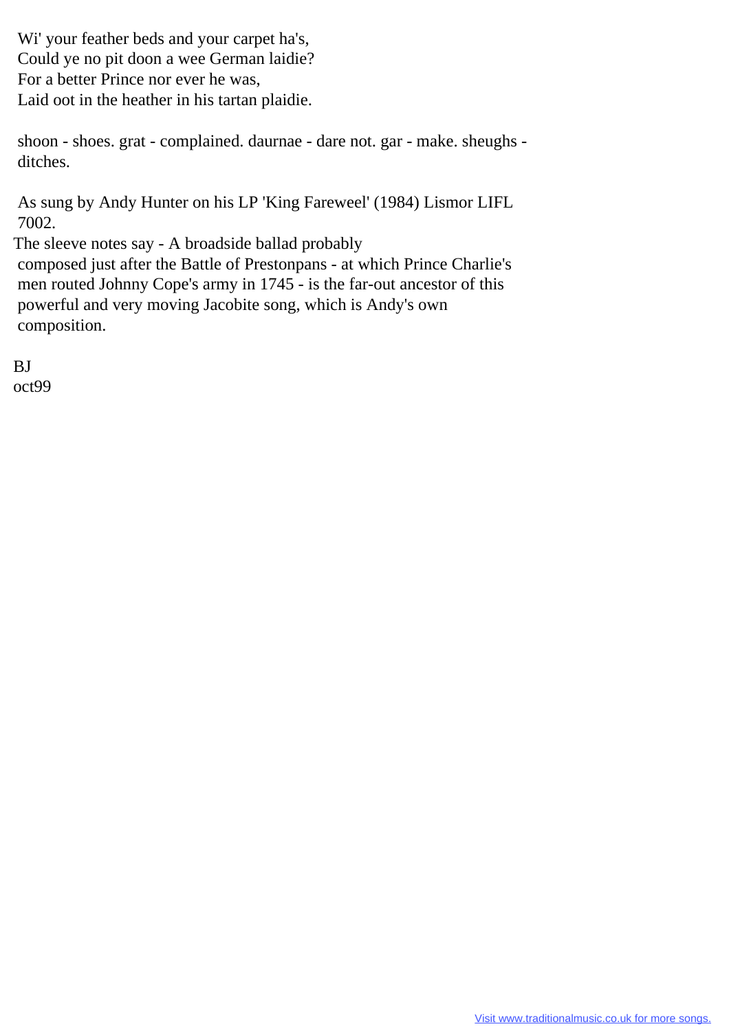Wi' your feather beds and your carpet ha's,  
Could ye no pit doon a wee German laidie?  
For a better Prince nor ever he was,  
Laid oot in the heather in his tartan plaidie.

shoon - shoes. grat - complained. daurnae - dare not. gar - make. sheughs - ditches.

As sung by Andy Hunter on his LP 'King Fareweel' (1984) Lismor LIFL 7002.  
The sleeve notes say - A broadside ballad probably composed just after the Battle of Prestonpans - at which Prince Charlie's men routed Johnny Cope's army in 1745 - is the far-out ancestor of this powerful and very moving Jacobite song, which is Andy's own composition.

BJ  
oct99